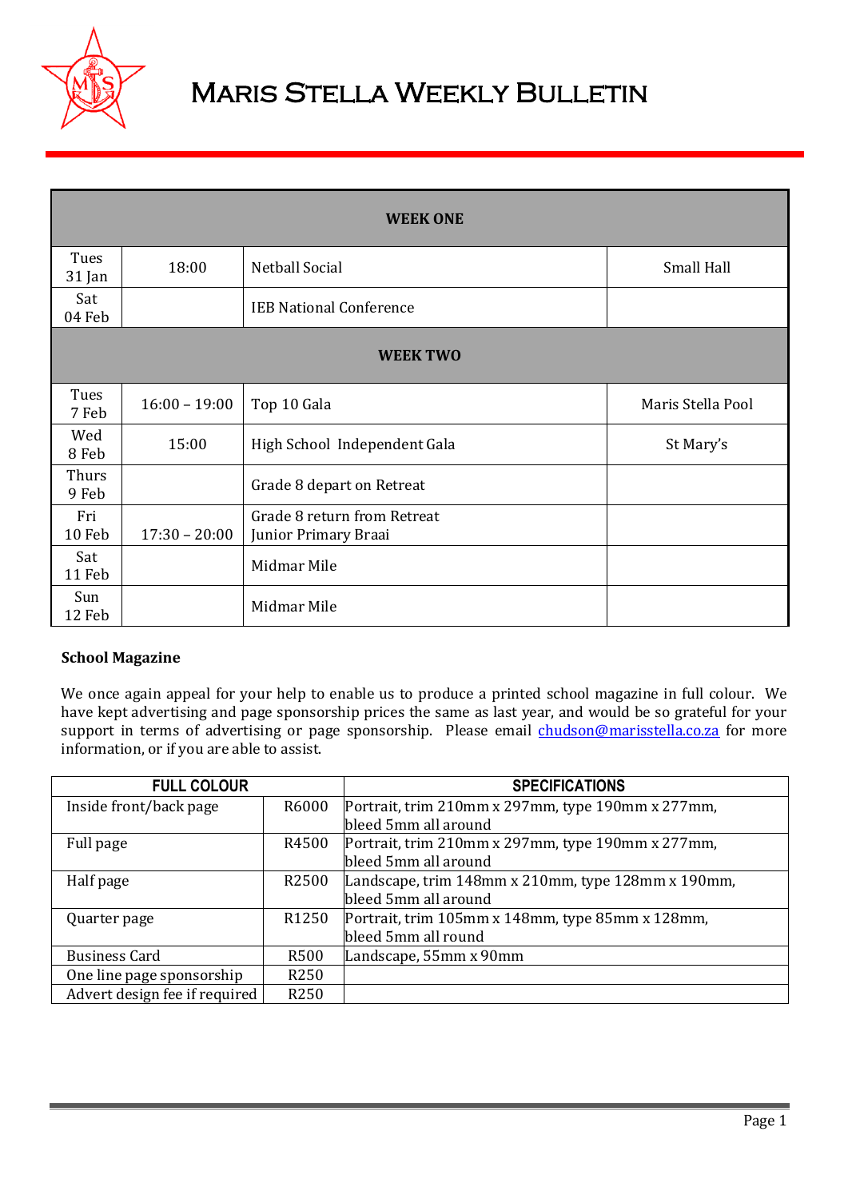# Maris Stella Weekly Bulletin

| WEEK ONE | | | |
|---|---|---|---|
| Tues 31 Jan | 18:00 | Netball Social | Small Hall |
| Sat 04 Feb | | IEB National Conference | |
| **WEEK TWO** | | | |
| Tues 7 Feb | 16:00 – 19:00 | Top 10 Gala | Maris Stella Pool |
| Wed 8 Feb | 15:00 | High School Independent Gala | St Mary's |
| Thurs 9 Feb | | Grade 8 depart on Retreat | |
| Fri 10 Feb | 17:30 – 20:00 | Grade 8 return from Retreat<br>Junior Primary Braai | |
| Sat 11 Feb | | Midmar Mile | |
| Sun 12 Feb | | Midmar Mile | |

**School Magazine**

We once again appeal for your help to enable us to produce a printed school magazine in full colour. We have kept advertising and page sponsorship prices the same as last year, and would be so grateful for your support in terms of advertising or page sponsorship. Please email chudson@marisstella.co.za for more information, or if you are able to assist.

| FULL COLOUR | | SPECIFICATIONS |
|---|---|---|
| Inside front/back page | R6000 | Portrait, trim 210mm x 297mm, type 190mm x 277mm, bleed 5mm all around |
| Full page | R4500 | Portrait, trim 210mm x 297mm, type 190mm x 277mm, bleed 5mm all around |
| Half page | R2500 | Landscape, trim 148mm x 210mm, type 128mm x 190mm, bleed 5mm all around |
| Quarter page | R1250 | Portrait, trim 105mm x 148mm, type 85mm x 128mm, bleed 5mm all round |
| Business Card | R500 | Landscape, 55mm x 90mm |
| One line page sponsorship | R250 | |
| Advert design fee if required | R250 | |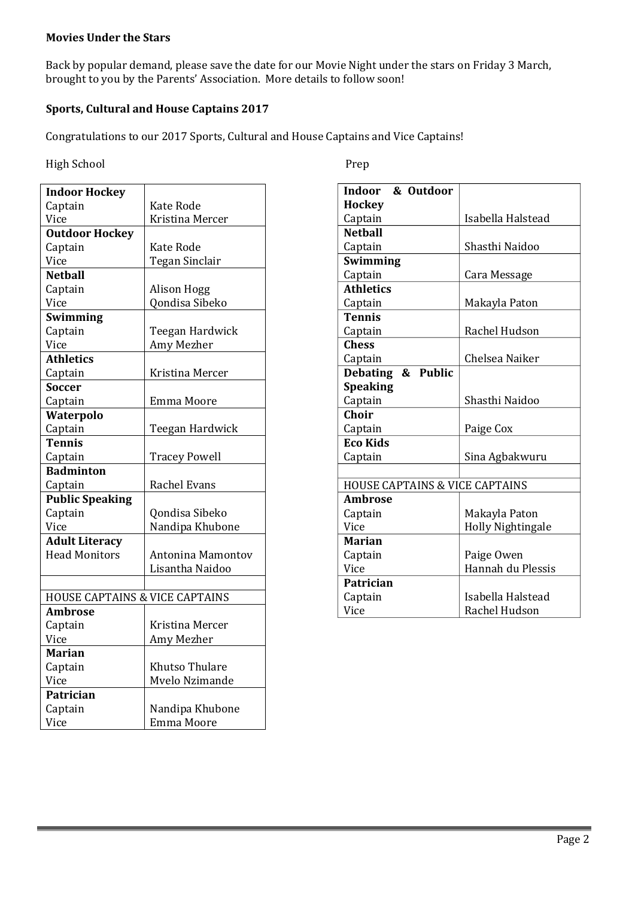**Movies Under the Stars**

Back by popular demand, please save the date for our Movie Night under the stars on Friday 3 March, brought to you by the Parents' Association. More details to follow soon!

**Sports, Cultural and House Captains 2017**

Congratulations to our 2017 Sports, Cultural and House Captains and Vice Captains!

High School

| | |
|---|---|
| **Indoor Hockey** | |
| Captain | Kate Rode |
| Vice | Kristina Mercer |
| **Outdoor Hockey** | |
| Captain | Kate Rode |
| Vice | Tegan Sinclair |
| **Netball** | |
| Captain | Alison Hogg |
| Vice | Qondisa Sibeko |
| **Swimming** | |
| Captain | Teegan Hardwick |
| Vice | Amy Mezher |
| **Athletics** | |
| Captain | Kristina Mercer |
| **Soccer** | |
| Captain | Emma Moore |
| **Waterpolo** | |
| Captain | Teegan Hardwick |
| **Tennis** | |
| Captain | Tracey Powell |
| **Badminton** | |
| Captain | Rachel Evans |
| **Public Speaking** | |
| Captain | Qondisa Sibeko |
| Vice | Nandipa Khubone |
| **Adult Literacy** | |
| Head Monitors | Antonina Mamontov<br>Lisantha Naidoo |
| | |
| HOUSE CAPTAINS & VICE CAPTAINS | |
| **Ambrose** | |
| Captain | Kristina Mercer |
| Vice | Amy Mezher |
| **Marian** | |
| Captain | Khutso Thulare |
| Vice | Mvelo Nzimande |
| **Patrician** | |
| Captain | Nandipa Khubone |
| Vice | Emma Moore |

Prep

| | |
|---|---|
| **Indoor & Outdoor Hockey** | |
| Captain | Isabella Halstead |
| **Netball** | |
| Captain | Shasthi Naidoo |
| **Swimming** | |
| Captain | Cara Message |
| **Athletics** | |
| Captain | Makayla Paton |
| **Tennis** | |
| Captain | Rachel Hudson |
| **Chess** | |
| Captain | Chelsea Naiker |
| **Debating & Public Speaking** | |
| Captain | Shasthi Naidoo |
| **Choir** | |
| Captain | Paige Cox |
| **Eco Kids** | |
| Captain | Sina Agbakwuru |
| | |
| HOUSE CAPTAINS & VICE CAPTAINS | |
| **Ambrose** | |
| Captain | Makayla Paton |
| Vice | Holly Nightingale |
| **Marian** | |
| Captain | Paige Owen |
| Vice | Hannah du Plessis |
| **Patrician** | |
| Captain | Isabella Halstead |
| Vice | Rachel Hudson |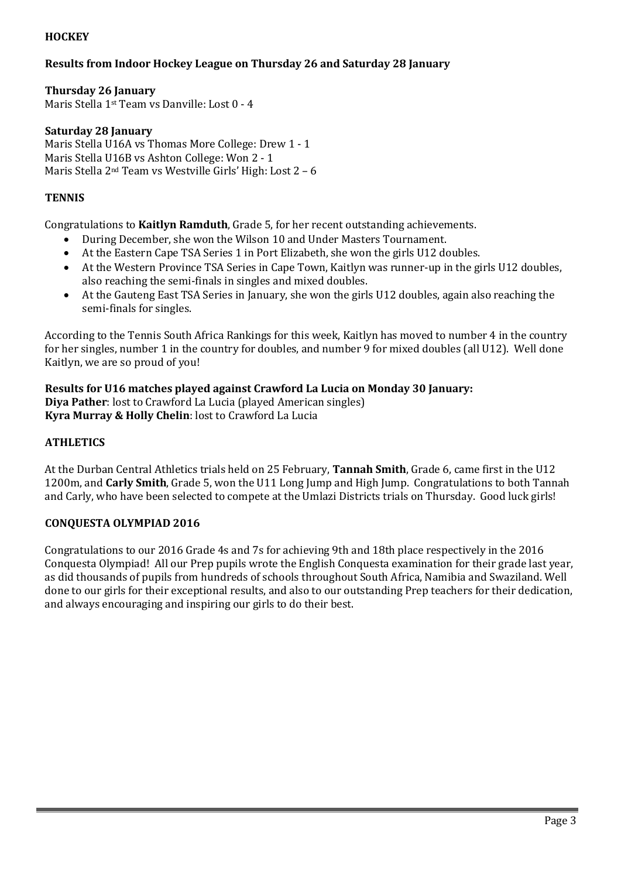## HOCKEY

**Results from Indoor Hockey League on Thursday 26 and Saturday 28 January**

**Thursday 26 January**
Maris Stella 1st Team vs Danville: Lost 0 - 4

**Saturday 28 January**
Maris Stella U16A vs Thomas More College: Drew 1 - 1
Maris Stella U16B vs Ashton College: Won 2 - 1
Maris Stella 2nd Team vs Westville Girls' High: Lost 2 – 6

## TENNIS

Congratulations to **Kaitlyn Ramduth**, Grade 5, for her recent outstanding achievements.

- During December, she won the Wilson 10 and Under Masters Tournament.
- At the Eastern Cape TSA Series 1 in Port Elizabeth, she won the girls U12 doubles.
- At the Western Province TSA Series in Cape Town, Kaitlyn was runner-up in the girls U12 doubles, also reaching the semi-finals in singles and mixed doubles.
- At the Gauteng East TSA Series in January, she won the girls U12 doubles, again also reaching the semi-finals for singles.

According to the Tennis South Africa Rankings for this week, Kaitlyn has moved to number 4 in the country for her singles, number 1 in the country for doubles, and number 9 for mixed doubles (all U12). Well done Kaitlyn, we are so proud of you!

**Results for U16 matches played against Crawford La Lucia on Monday 30 January:**
**Diya Pather**: lost to Crawford La Lucia (played American singles)
**Kyra Murray & Holly Chelin**: lost to Crawford La Lucia

## ATHLETICS

At the Durban Central Athletics trials held on 25 February, **Tannah Smith**, Grade 6, came first in the U12 1200m, and **Carly Smith**, Grade 5, won the U11 Long Jump and High Jump. Congratulations to both Tannah and Carly, who have been selected to compete at the Umlazi Districts trials on Thursday. Good luck girls!

## CONQUESTA OLYMPIAD 2016

Congratulations to our 2016 Grade 4s and 7s for achieving 9th and 18th place respectively in the 2016 Conquesta Olympiad! All our Prep pupils wrote the English Conquesta examination for their grade last year, as did thousands of pupils from hundreds of schools throughout South Africa, Namibia and Swaziland. Well done to our girls for their exceptional results, and also to our outstanding Prep teachers for their dedication, and always encouraging and inspiring our girls to do their best.